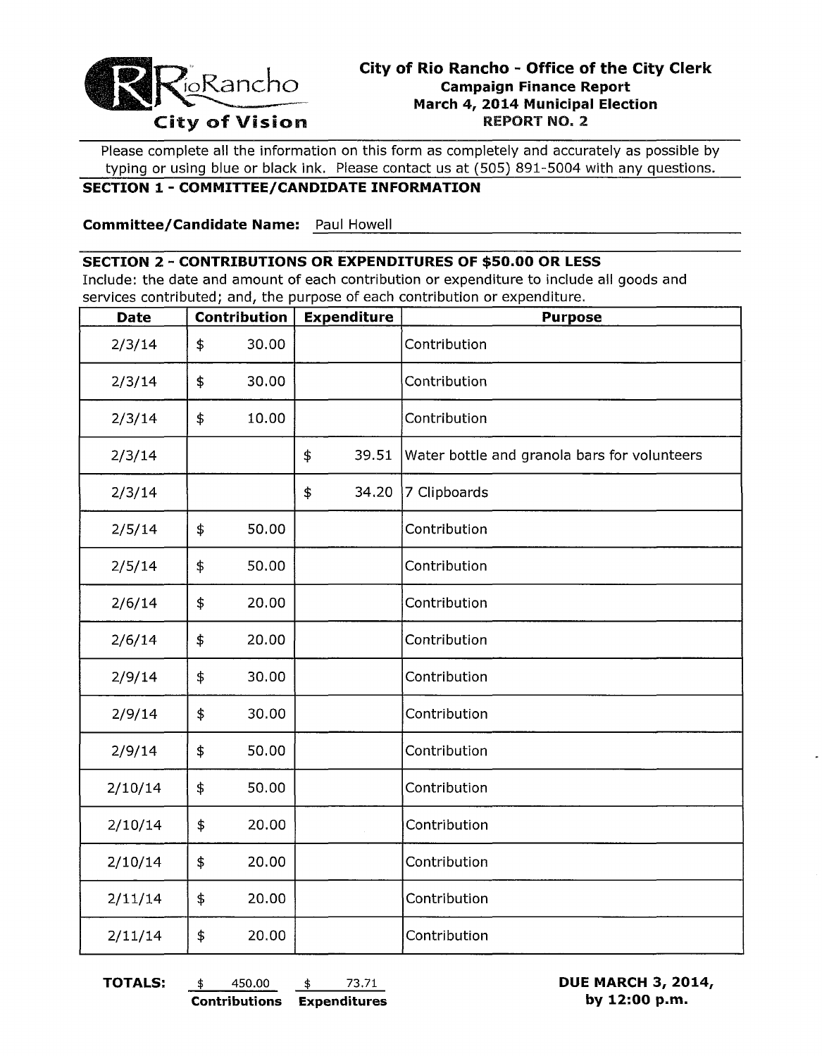**City of Rio Rancho - Office of the City Clerk**
**Campaign Finance Report**
**March 4, 2014 Municipal Election**
**REPORT NO. 2**

RioRancho
City of Vision

Please complete all the information on this form as completely and accurately as possible by typing or using blue or black ink. Please contact us at (505) 891-5004 with any questions.

## SECTION 1 - COMMITTEE/CANDIDATE INFORMATION

**Committee/Candidate Name:** Paul Howell

## SECTION 2 - CONTRIBUTIONS OR EXPENDITURES OF $50.00 OR LESS

Include: the date and amount of each contribution or expenditure to include all goods and services contributed; and, the purpose of each contribution or expenditure.

| Date | Contribution | Expenditure | Purpose |
|---|---|---|---|
| 2/3/14 | $ 30.00 | | Contribution |
| 2/3/14 | $ 30.00 | | Contribution |
| 2/3/14 | $ 10.00 | | Contribution |
| 2/3/14 | | $ 39.51 | Water bottle and granola bars for volunteers |
| 2/3/14 | | $ 34.20 | 7 Clipboards |
| 2/5/14 | $ 50.00 | | Contribution |
| 2/5/14 | $ 50.00 | | Contribution |
| 2/6/14 | $ 20.00 | | Contribution |
| 2/6/14 | $ 20.00 | | Contribution |
| 2/9/14 | $ 30.00 | | Contribution |
| 2/9/14 | $ 30.00 | | Contribution |
| 2/9/14 | $ 50.00 | | Contribution |
| 2/10/14 | $ 50.00 | | Contribution |
| 2/10/14 | $ 20.00 | | Contribution |
| 2/10/14 | $ 20.00 | | Contribution |
| 2/11/14 | $ 20.00 | | Contribution |
| 2/11/14 | $ 20.00 | | Contribution |

**TOTALS:** $ 450.00 **Contributions** $ 73.71 **Expenditures**

**DUE MARCH 3, 2014, by 12:00 p.m.**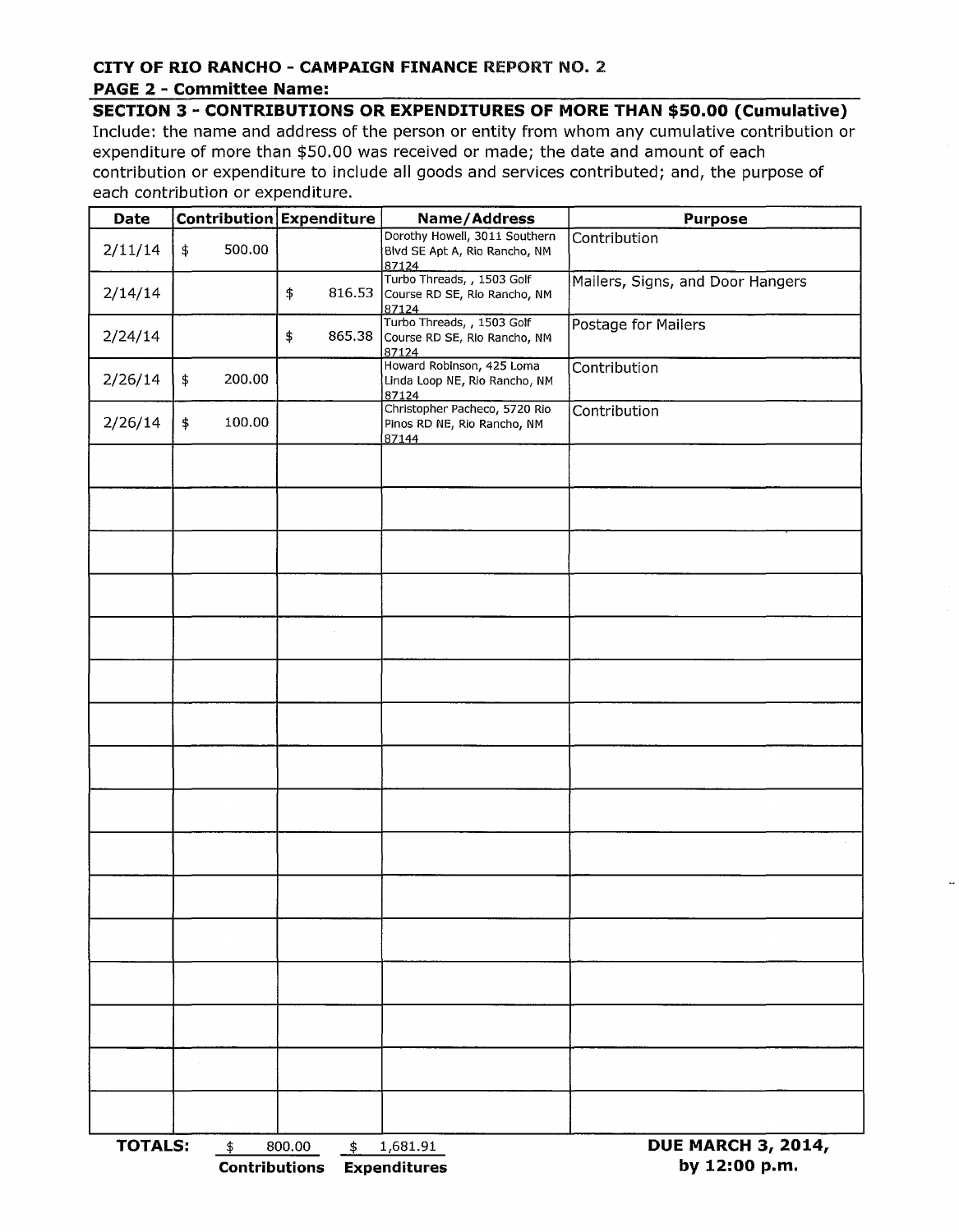**CITY OF RIO RANCHO - CAMPAIGN FINANCE REPORT NO. 2**

**PAGE 2 - Committee Name:**

**SECTION 3 - CONTRIBUTIONS OR EXPENDITURES OF MORE THAN $50.00 (Cumulative)**

Include: the name and address of the person or entity from whom any cumulative contribution or expenditure of more than $50.00 was received or made; the date and amount of each contribution or expenditure to include all goods and services contributed; and, the purpose of each contribution or expenditure.

| Date | Contribution | Expenditure | Name/Address | Purpose |
|---|---|---|---|---|
| 2/11/14 | $ 500.00 | | Dorothy Howell, 3011 Southern Blvd SE Apt A, Rio Rancho, NM 87124 | Contribution |
| 2/14/14 | | $ 816.53 | Turbo Threads, , 1503 Golf Course RD SE, Rio Rancho, NM 87124 | Mailers, Signs, and Door Hangers |
| 2/24/14 | | $ 865.38 | Turbo Threads, , 1503 Golf Course RD SE, Rio Rancho, NM 87124 | Postage for Mailers |
| 2/26/14 | $ 200.00 | | Howard Robinson, 425 Loma Linda Loop NE, Rio Rancho, NM 87124 | Contribution |
| 2/26/14 | $ 100.00 | | Christopher Pacheco, 5720 Rio Pinos RD NE, Rio Rancho, NM 87144 | Contribution |
| | | | | |
| | | | | |
| | | | | |
| | | | | |
| | | | | |
| | | | | |
| | | | | |
| | | | | |
| | | | | |
| | | | | |
| | | | | |
| | | | | |
| | | | | |
| | | | | |
| | | | | |

**TOTALS:** $ 800.00 **Contributions** $ 1,681.91 **Expenditures**

**DUE MARCH 3, 2014, by 12:00 p.m.**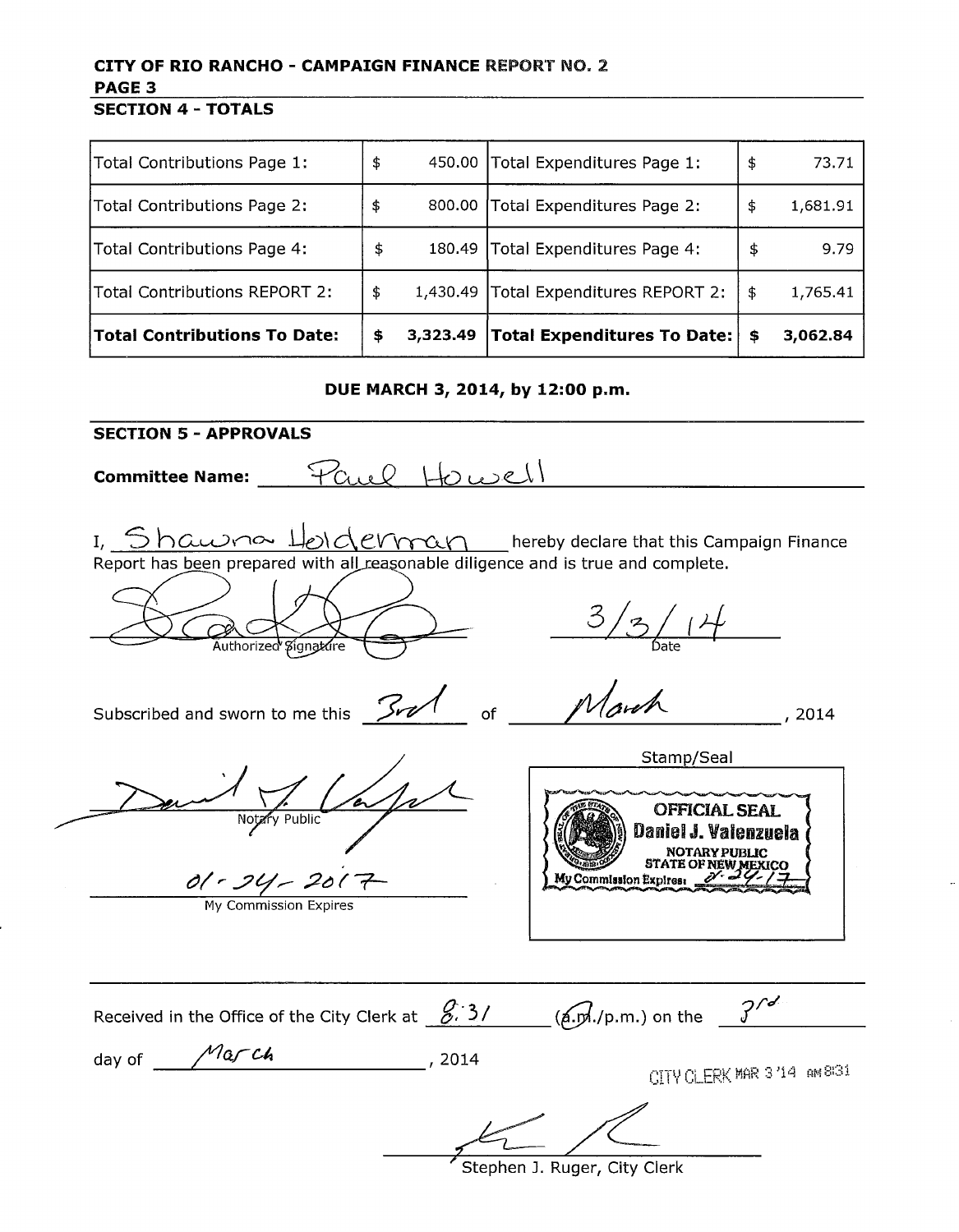# CITY OF RIO RANCHO - CAMPAIGN FINANCE REPORT NO. 2

## PAGE 3

## SECTION 4 - TOTALS

| | | | |
|---|---|---|---|
| Total Contributions Page 1: | $ 450.00 | Total Expenditures Page 1: | $ 73.71 |
| Total Contributions Page 2: | $ 800.00 | Total Expenditures Page 2: | $ 1,681.91 |
| Total Contributions Page 4: | $ 180.49 | Total Expenditures Page 4: | $ 9.79 |
| Total Contributions REPORT 2: | $ 1,430.49 | Total Expenditures REPORT 2: | $ 1,765.41 |
| **Total Contributions To Date:** | **$ 3,323.49** | **Total Expenditures To Date:** | **$ 3,062.84** |

**DUE MARCH 3, 2014, by 12:00 p.m.**

## SECTION 5 - APPROVALS

**Committee Name:** Paul Howell

I, Shawna Holderman hereby declare that this Campaign Finance Report has been prepared with all reasonable diligence and is true and complete.

[Signature]
Authorized Signature

3/3/14
Date

Subscribed and sworn to me this 3rd of March, 2014

[Signature]
Notary Public

01-24-2017
My Commission Expires

Stamp/Seal

OFFICIAL SEAL
Daniel J. Valenzuela
NOTARY PUBLIC
STATE OF NEW MEXICO
My Commission Expires: 01-24-17

Received in the Office of the City Clerk at 8:31 (a.m./p.m.) on the 3rd day of March, 2014

CITY CLERK MAR 3 '14 AM 8:31

[Signature]
Stephen J. Ruger, City Clerk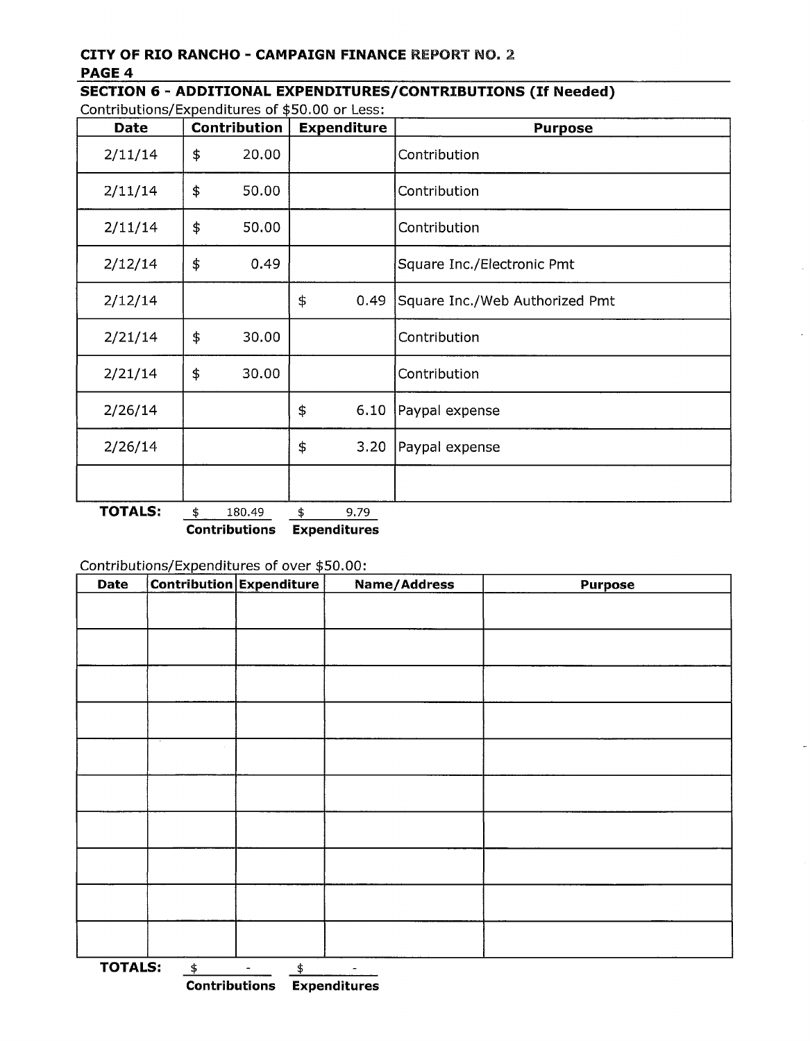**CITY OF RIO RANCHO - CAMPAIGN FINANCE REPORT NO. 2**

**PAGE 4**

## SECTION 6 - ADDITIONAL EXPENDITURES/CONTRIBUTIONS (If Needed)

Contributions/Expenditures of $50.00 or Less:

| Date | Contribution | Expenditure | Purpose |
|---|---|---|---|
| 2/11/14 | $ 20.00 | | Contribution |
| 2/11/14 | $ 50.00 | | Contribution |
| 2/11/14 | $ 50.00 | | Contribution |
| 2/12/14 | $ 0.49 | | Square Inc./Electronic Pmt |
| 2/12/14 | | $ 0.49 | Square Inc./Web Authorized Pmt |
| 2/21/14 | $ 30.00 | | Contribution |
| 2/21/14 | $ 30.00 | | Contribution |
| 2/26/14 | | $ 6.10 | Paypal expense |
| 2/26/14 | | $ 3.20 | Paypal expense |
| | | | |

**TOTALS:** $ 180.49 **Contributions** $ 9.79 **Expenditures**

Contributions/Expenditures of over $50.00:

| Date | Contribution | Expenditure | Name/Address | Purpose |
|---|---|---|---|---|
| | | | | |
| | | | | |
| | | | | |
| | | | | |
| | | | | |
| | | | | |
| | | | | |
| | | | | |
| | | | | |
| | | | | |

**TOTALS:** $ - **Contributions** $ - **Expenditures**